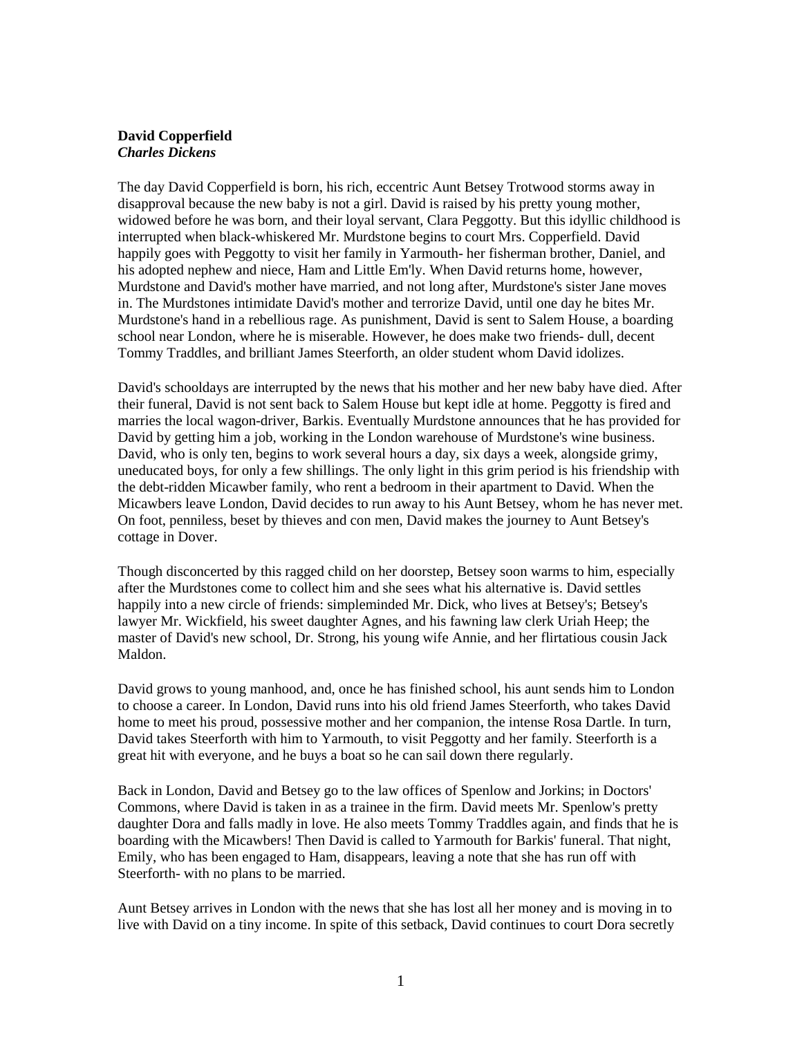**David Copperfield**
***Charles Dickens***

The day David Copperfield is born, his rich, eccentric Aunt Betsey Trotwood storms away in disapproval because the new baby is not a girl. David is raised by his pretty young mother, widowed before he was born, and their loyal servant, Clara Peggotty. But this idyllic childhood is interrupted when black-whiskered Mr. Murdstone begins to court Mrs. Copperfield. David happily goes with Peggotty to visit her family in Yarmouth- her fisherman brother, Daniel, and his adopted nephew and niece, Ham and Little Em'ly. When David returns home, however, Murdstone and David's mother have married, and not long after, Murdstone's sister Jane moves in. The Murdstones intimidate David's mother and terrorize David, until one day he bites Mr. Murdstone's hand in a rebellious rage. As punishment, David is sent to Salem House, a boarding school near London, where he is miserable. However, he does make two friends- dull, decent Tommy Traddles, and brilliant James Steerforth, an older student whom David idolizes.

David's schooldays are interrupted by the news that his mother and her new baby have died. After their funeral, David is not sent back to Salem House but kept idle at home. Peggotty is fired and marries the local wagon-driver, Barkis. Eventually Murdstone announces that he has provided for David by getting him a job, working in the London warehouse of Murdstone's wine business. David, who is only ten, begins to work several hours a day, six days a week, alongside grimy, uneducated boys, for only a few shillings. The only light in this grim period is his friendship with the debt-ridden Micawber family, who rent a bedroom in their apartment to David. When the Micawbers leave London, David decides to run away to his Aunt Betsey, whom he has never met. On foot, penniless, beset by thieves and con men, David makes the journey to Aunt Betsey's cottage in Dover.

Though disconcerted by this ragged child on her doorstep, Betsey soon warms to him, especially after the Murdstones come to collect him and she sees what his alternative is. David settles happily into a new circle of friends: simpleminded Mr. Dick, who lives at Betsey's; Betsey's lawyer Mr. Wickfield, his sweet daughter Agnes, and his fawning law clerk Uriah Heep; the master of David's new school, Dr. Strong, his young wife Annie, and her flirtatious cousin Jack Maldon.

David grows to young manhood, and, once he has finished school, his aunt sends him to London to choose a career. In London, David runs into his old friend James Steerforth, who takes David home to meet his proud, possessive mother and her companion, the intense Rosa Dartle. In turn, David takes Steerforth with him to Yarmouth, to visit Peggotty and her family. Steerforth is a great hit with everyone, and he buys a boat so he can sail down there regularly.

Back in London, David and Betsey go to the law offices of Spenlow and Jorkins; in Doctors' Commons, where David is taken in as a trainee in the firm. David meets Mr. Spenlow's pretty daughter Dora and falls madly in love. He also meets Tommy Traddles again, and finds that he is boarding with the Micawbers! Then David is called to Yarmouth for Barkis' funeral. That night, Emily, who has been engaged to Ham, disappears, leaving a note that she has run off with Steerforth- with no plans to be married.

Aunt Betsey arrives in London with the news that she has lost all her money and is moving in to live with David on a tiny income. In spite of this setback, David continues to court Dora secretly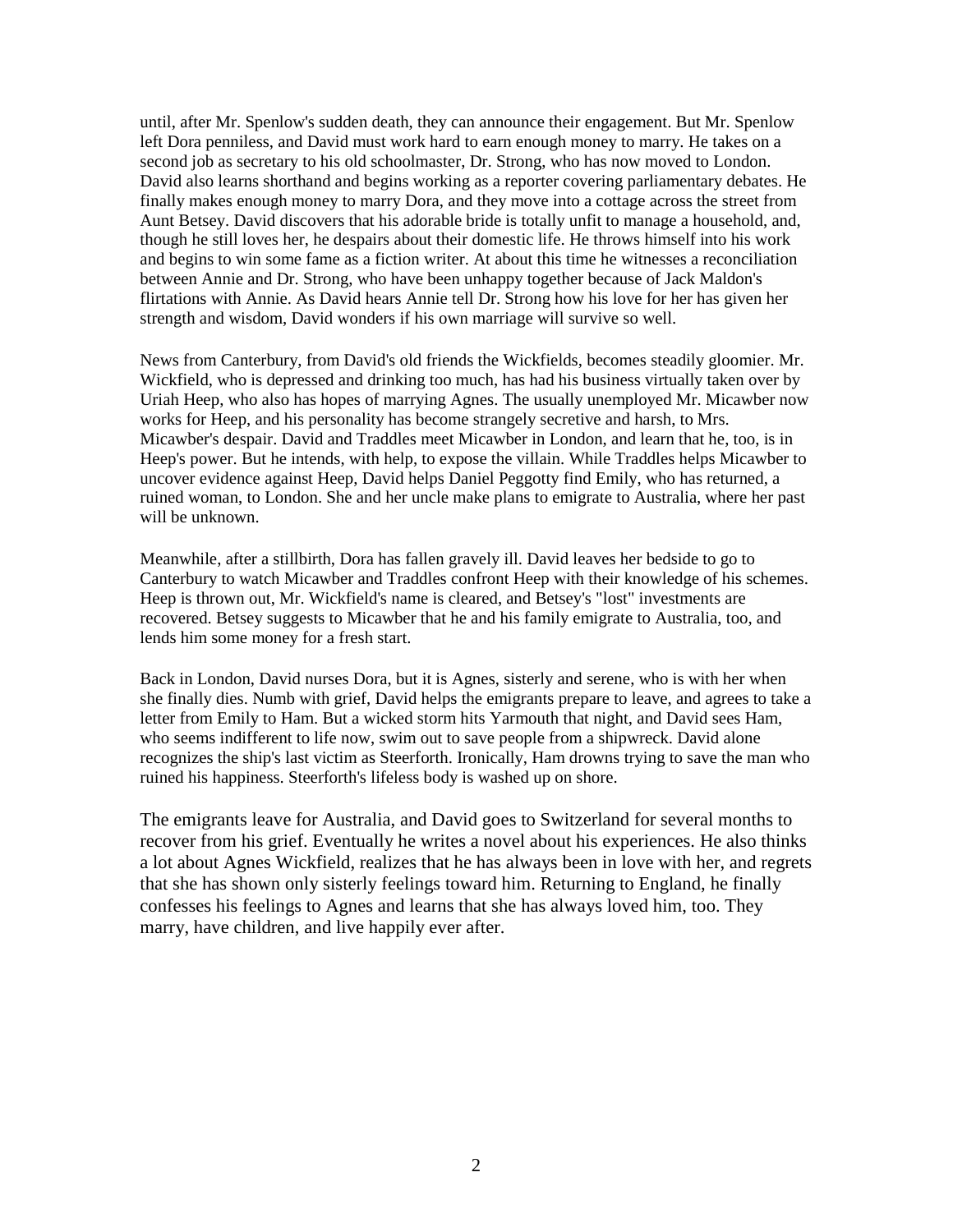until, after Mr. Spenlow's sudden death, they can announce their engagement. But Mr. Spenlow left Dora penniless, and David must work hard to earn enough money to marry. He takes on a second job as secretary to his old schoolmaster, Dr. Strong, who has now moved to London. David also learns shorthand and begins working as a reporter covering parliamentary debates. He finally makes enough money to marry Dora, and they move into a cottage across the street from Aunt Betsey. David discovers that his adorable bride is totally unfit to manage a household, and, though he still loves her, he despairs about their domestic life. He throws himself into his work and begins to win some fame as a fiction writer. At about this time he witnesses a reconciliation between Annie and Dr. Strong, who have been unhappy together because of Jack Maldon's flirtations with Annie. As David hears Annie tell Dr. Strong how his love for her has given her strength and wisdom, David wonders if his own marriage will survive so well.

News from Canterbury, from David's old friends the Wickfields, becomes steadily gloomier. Mr. Wickfield, who is depressed and drinking too much, has had his business virtually taken over by Uriah Heep, who also has hopes of marrying Agnes. The usually unemployed Mr. Micawber now works for Heep, and his personality has become strangely secretive and harsh, to Mrs. Micawber's despair. David and Traddles meet Micawber in London, and learn that he, too, is in Heep's power. But he intends, with help, to expose the villain. While Traddles helps Micawber to uncover evidence against Heep, David helps Daniel Peggotty find Emily, who has returned, a ruined woman, to London. She and her uncle make plans to emigrate to Australia, where her past will be unknown.

Meanwhile, after a stillbirth, Dora has fallen gravely ill. David leaves her bedside to go to Canterbury to watch Micawber and Traddles confront Heep with their knowledge of his schemes. Heep is thrown out, Mr. Wickfield's name is cleared, and Betsey's "lost" investments are recovered. Betsey suggests to Micawber that he and his family emigrate to Australia, too, and lends him some money for a fresh start.

Back in London, David nurses Dora, but it is Agnes, sisterly and serene, who is with her when she finally dies. Numb with grief, David helps the emigrants prepare to leave, and agrees to take a letter from Emily to Ham. But a wicked storm hits Yarmouth that night, and David sees Ham, who seems indifferent to life now, swim out to save people from a shipwreck. David alone recognizes the ship's last victim as Steerforth. Ironically, Ham drowns trying to save the man who ruined his happiness. Steerforth's lifeless body is washed up on shore.

The emigrants leave for Australia, and David goes to Switzerland for several months to recover from his grief. Eventually he writes a novel about his experiences. He also thinks a lot about Agnes Wickfield, realizes that he has always been in love with her, and regrets that she has shown only sisterly feelings toward him. Returning to England, he finally confesses his feelings to Agnes and learns that she has always loved him, too. They marry, have children, and live happily ever after.